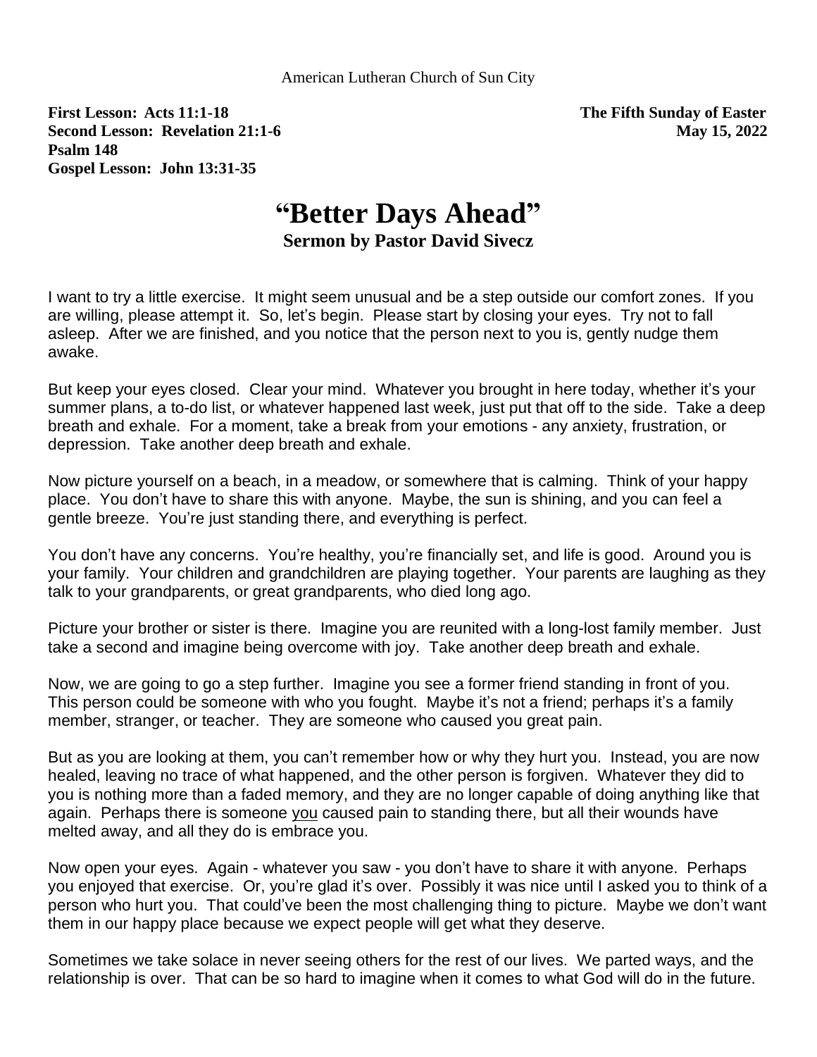American Lutheran Church of Sun City

**First Lesson: Acts 11:1-18**
**Second Lesson: Revelation 21:1-6**
**Psalm 148**
**Gospel Lesson: John 13:31-35**

**The Fifth Sunday of Easter**
**May 15, 2022**

# "Better Days Ahead"

**Sermon by Pastor David Sivecz**

I want to try a little exercise. It might seem unusual and be a step outside our comfort zones. If you are willing, please attempt it. So, let's begin. Please start by closing your eyes. Try not to fall asleep. After we are finished, and you notice that the person next to you is, gently nudge them awake.

But keep your eyes closed. Clear your mind. Whatever you brought in here today, whether it's your summer plans, a to-do list, or whatever happened last week, just put that off to the side. Take a deep breath and exhale. For a moment, take a break from your emotions - any anxiety, frustration, or depression. Take another deep breath and exhale.

Now picture yourself on a beach, in a meadow, or somewhere that is calming. Think of your happy place. You don't have to share this with anyone. Maybe, the sun is shining, and you can feel a gentle breeze. You're just standing there, and everything is perfect.

You don't have any concerns. You're healthy, you're financially set, and life is good. Around you is your family. Your children and grandchildren are playing together. Your parents are laughing as they talk to your grandparents, or great grandparents, who died long ago.

Picture your brother or sister is there. Imagine you are reunited with a long-lost family member. Just take a second and imagine being overcome with joy. Take another deep breath and exhale.

Now, we are going to go a step further. Imagine you see a former friend standing in front of you. This person could be someone with who you fought. Maybe it's not a friend; perhaps it's a family member, stranger, or teacher. They are someone who caused you great pain.

But as you are looking at them, you can't remember how or why they hurt you. Instead, you are now healed, leaving no trace of what happened, and the other person is forgiven. Whatever they did to you is nothing more than a faded memory, and they are no longer capable of doing anything like that again. Perhaps there is someone <u>you</u> caused pain to standing there, but all their wounds have melted away, and all they do is embrace you.

Now open your eyes. Again - whatever you saw - you don't have to share it with anyone. Perhaps you enjoyed that exercise. Or, you're glad it's over. Possibly it was nice until I asked you to think of a person who hurt you. That could've been the most challenging thing to picture. Maybe we don't want them in our happy place because we expect people will get what they deserve.

Sometimes we take solace in never seeing others for the rest of our lives. We parted ways, and the relationship is over. That can be so hard to imagine when it comes to what God will do in the future.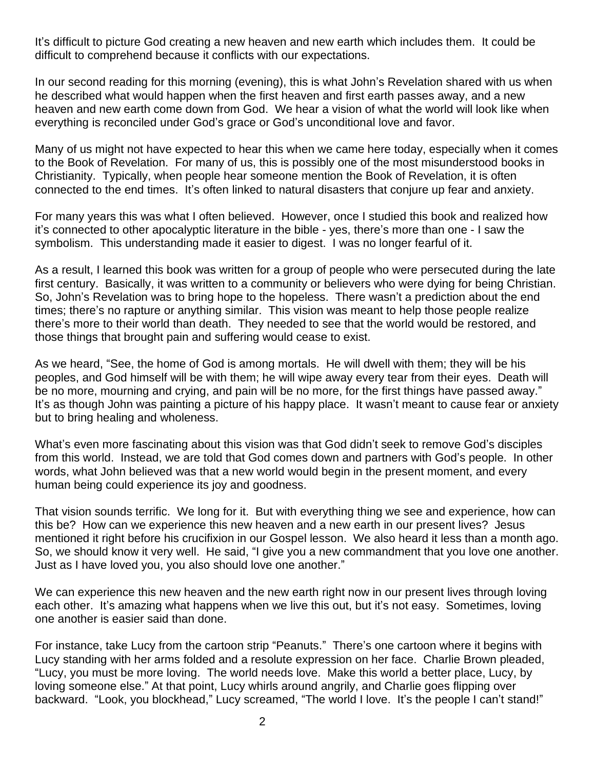It's difficult to picture God creating a new heaven and new earth which includes them. It could be difficult to comprehend because it conflicts with our expectations.

In our second reading for this morning (evening), this is what John's Revelation shared with us when he described what would happen when the first heaven and first earth passes away, and a new heaven and new earth come down from God. We hear a vision of what the world will look like when everything is reconciled under God's grace or God's unconditional love and favor.

Many of us might not have expected to hear this when we came here today, especially when it comes to the Book of Revelation. For many of us, this is possibly one of the most misunderstood books in Christianity. Typically, when people hear someone mention the Book of Revelation, it is often connected to the end times. It's often linked to natural disasters that conjure up fear and anxiety.

For many years this was what I often believed. However, once I studied this book and realized how it's connected to other apocalyptic literature in the bible - yes, there's more than one - I saw the symbolism. This understanding made it easier to digest. I was no longer fearful of it.

As a result, I learned this book was written for a group of people who were persecuted during the late first century. Basically, it was written to a community or believers who were dying for being Christian. So, John's Revelation was to bring hope to the hopeless. There wasn't a prediction about the end times; there's no rapture or anything similar. This vision was meant to help those people realize there's more to their world than death. They needed to see that the world would be restored, and those things that brought pain and suffering would cease to exist.

As we heard, "See, the home of God is among mortals. He will dwell with them; they will be his peoples, and God himself will be with them; he will wipe away every tear from their eyes. Death will be no more, mourning and crying, and pain will be no more, for the first things have passed away." It's as though John was painting a picture of his happy place. It wasn't meant to cause fear or anxiety but to bring healing and wholeness.

What's even more fascinating about this vision was that God didn't seek to remove God's disciples from this world. Instead, we are told that God comes down and partners with God's people. In other words, what John believed was that a new world would begin in the present moment, and every human being could experience its joy and goodness.

That vision sounds terrific. We long for it. But with everything thing we see and experience, how can this be? How can we experience this new heaven and a new earth in our present lives? Jesus mentioned it right before his crucifixion in our Gospel lesson. We also heard it less than a month ago. So, we should know it very well. He said, "I give you a new commandment that you love one another. Just as I have loved you, you also should love one another."

We can experience this new heaven and the new earth right now in our present lives through loving each other. It's amazing what happens when we live this out, but it's not easy. Sometimes, loving one another is easier said than done.

For instance, take Lucy from the cartoon strip "Peanuts." There's one cartoon where it begins with Lucy standing with her arms folded and a resolute expression on her face. Charlie Brown pleaded, "Lucy, you must be more loving. The world needs love. Make this world a better place, Lucy, by loving someone else." At that point, Lucy whirls around angrily, and Charlie goes flipping over backward. "Look, you blockhead," Lucy screamed, "The world I love. It's the people I can't stand!"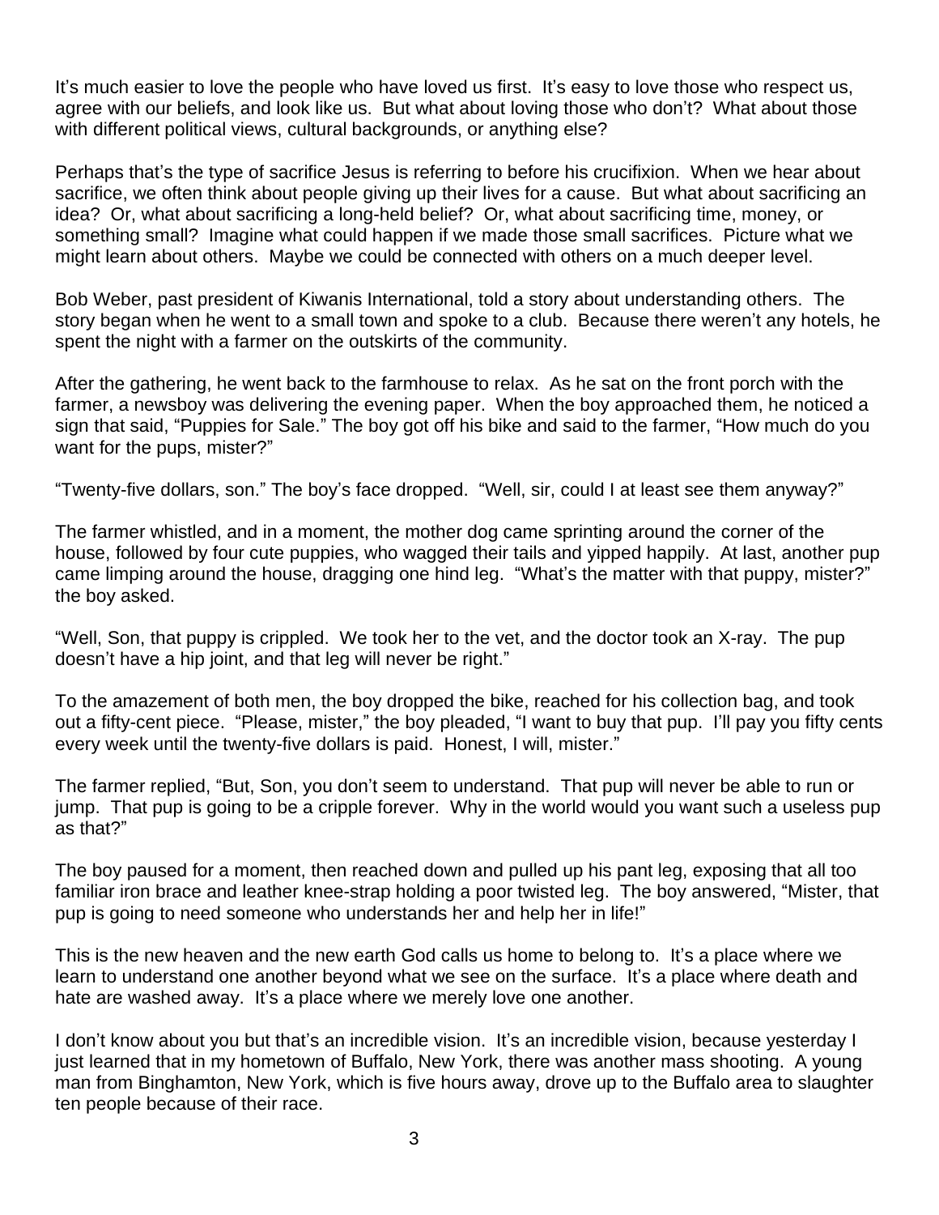It's much easier to love the people who have loved us first. It's easy to love those who respect us, agree with our beliefs, and look like us. But what about loving those who don't? What about those with different political views, cultural backgrounds, or anything else?

Perhaps that's the type of sacrifice Jesus is referring to before his crucifixion. When we hear about sacrifice, we often think about people giving up their lives for a cause. But what about sacrificing an idea? Or, what about sacrificing a long-held belief? Or, what about sacrificing time, money, or something small? Imagine what could happen if we made those small sacrifices. Picture what we might learn about others. Maybe we could be connected with others on a much deeper level.

Bob Weber, past president of Kiwanis International, told a story about understanding others. The story began when he went to a small town and spoke to a club. Because there weren't any hotels, he spent the night with a farmer on the outskirts of the community.

After the gathering, he went back to the farmhouse to relax. As he sat on the front porch with the farmer, a newsboy was delivering the evening paper. When the boy approached them, he noticed a sign that said, "Puppies for Sale." The boy got off his bike and said to the farmer, "How much do you want for the pups, mister?"

"Twenty-five dollars, son." The boy's face dropped. "Well, sir, could I at least see them anyway?"

The farmer whistled, and in a moment, the mother dog came sprinting around the corner of the house, followed by four cute puppies, who wagged their tails and yipped happily. At last, another pup came limping around the house, dragging one hind leg. "What's the matter with that puppy, mister?" the boy asked.

"Well, Son, that puppy is crippled. We took her to the vet, and the doctor took an X-ray. The pup doesn't have a hip joint, and that leg will never be right."

To the amazement of both men, the boy dropped the bike, reached for his collection bag, and took out a fifty-cent piece. "Please, mister," the boy pleaded, "I want to buy that pup. I'll pay you fifty cents every week until the twenty-five dollars is paid. Honest, I will, mister."

The farmer replied, "But, Son, you don't seem to understand. That pup will never be able to run or jump. That pup is going to be a cripple forever. Why in the world would you want such a useless pup as that?"

The boy paused for a moment, then reached down and pulled up his pant leg, exposing that all too familiar iron brace and leather knee-strap holding a poor twisted leg. The boy answered, "Mister, that pup is going to need someone who understands her and help her in life!"

This is the new heaven and the new earth God calls us home to belong to. It's a place where we learn to understand one another beyond what we see on the surface. It's a place where death and hate are washed away. It's a place where we merely love one another.

I don't know about you but that's an incredible vision. It's an incredible vision, because yesterday I just learned that in my hometown of Buffalo, New York, there was another mass shooting. A young man from Binghamton, New York, which is five hours away, drove up to the Buffalo area to slaughter ten people because of their race.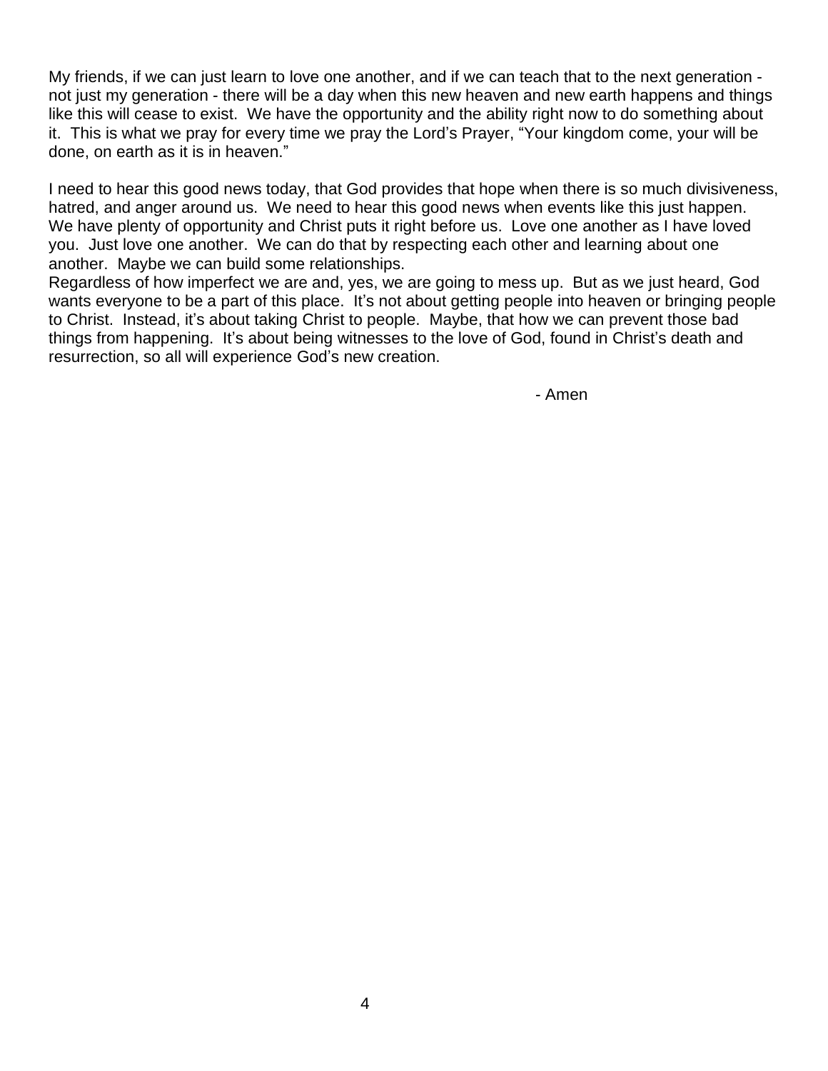My friends, if we can just learn to love one another, and if we can teach that to the next generation - not just my generation - there will be a day when this new heaven and new earth happens and things like this will cease to exist. We have the opportunity and the ability right now to do something about it. This is what we pray for every time we pray the Lord's Prayer, "Your kingdom come, your will be done, on earth as it is in heaven."

I need to hear this good news today, that God provides that hope when there is so much divisiveness, hatred, and anger around us. We need to hear this good news when events like this just happen. We have plenty of opportunity and Christ puts it right before us. Love one another as I have loved you. Just love one another. We can do that by respecting each other and learning about one another. Maybe we can build some relationships.
Regardless of how imperfect we are and, yes, we are going to mess up. But as we just heard, God wants everyone to be a part of this place. It's not about getting people into heaven or bringing people to Christ. Instead, it's about taking Christ to people. Maybe, that how we can prevent those bad things from happening. It's about being witnesses to the love of God, found in Christ's death and resurrection, so all will experience God's new creation.

- Amen